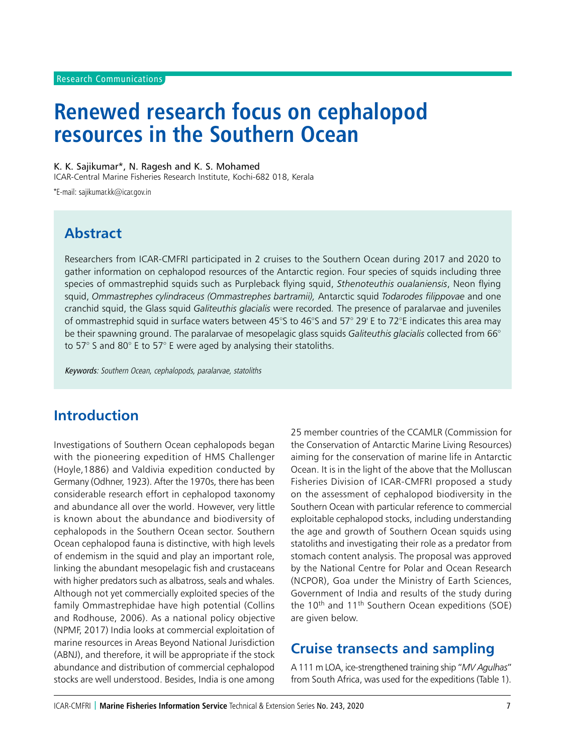Research Communications

# Renewed research focus on cephalopod resources in the Southern Ocean

K. K. Sajikumar*, N. Ragesh and K. S. Mohamed

ICAR-Central Marine Fisheries Research Institute, Kochi-682 018, Kerala

*E-mail: sajikumar.kk@icar.gov.in

## Abstract

Researchers from ICAR-CMFRI participated in 2 cruises to the Southern Ocean during 2017 and 2020 to gather information on cephalopod resources of the Antarctic region. Four species of squids including three species of ommastrephid squids such as Purpleback flying squid, *Sthenoteuthis oualaniensis*, Neon flying squid, *Ommastrephes cylindraceus (Ommastrephes bartramii),* Antarctic squid *Todarodes filippovae* and one cranchid squid, the Glass squid *Galiteuthis glacialis* were recorded. The presence of paralarvae and juveniles of ommastrephid squid in surface waters between 45°S to 46°S and 57° 29' E to 72°E indicates this area may be their spawning ground. The paralarvae of mesopelagic glass squids *Galiteuthis glacialis* collected from 66° to 57° S and 80° E to 57° E were aged by analysing their statoliths.

*Keywords: Southern Ocean, cephalopods, paralarvae, statoliths*

## Introduction

Investigations of Southern Ocean cephalopods began with the pioneering expedition of HMS Challenger (Hoyle,1886) and Valdivia expedition conducted by Germany (Odhner, 1923). After the 1970s, there has been considerable research effort in cephalopod taxonomy and abundance all over the world. However, very little is known about the abundance and biodiversity of cephalopods in the Southern Ocean sector. Southern Ocean cephalopod fauna is distinctive, with high levels of endemism in the squid and play an important role, linking the abundant mesopelagic fish and crustaceans with higher predators such as albatross, seals and whales. Although not yet commercially exploited species of the family Ommastrephidae have high potential (Collins and Rodhouse, 2006). As a national policy objective (NPMF, 2017) India looks at commercial exploitation of marine resources in Areas Beyond National Jurisdiction (ABNJ), and therefore, it will be appropriate if the stock abundance and distribution of commercial cephalopod stocks are well understood. Besides, India is one among 25 member countries of the CCAMLR (Commission for the Conservation of Antarctic Marine Living Resources) aiming for the conservation of marine life in Antarctic Ocean. It is in the light of the above that the Molluscan Fisheries Division of ICAR-CMFRI proposed a study on the assessment of cephalopod biodiversity in the Southern Ocean with particular reference to commercial exploitable cephalopod stocks, including understanding the age and growth of Southern Ocean squids using statoliths and investigating their role as a predator from stomach content analysis. The proposal was approved by the National Centre for Polar and Ocean Research (NCPOR), Goa under the Ministry of Earth Sciences, Government of India and results of the study during the 10th and 11th Southern Ocean expeditions (SOE) are given below.

## Cruise transects and sampling

A 111 m LOA, ice-strengthened training ship "*MV Agulhas*" from South Africa, was used for the expeditions (Table 1).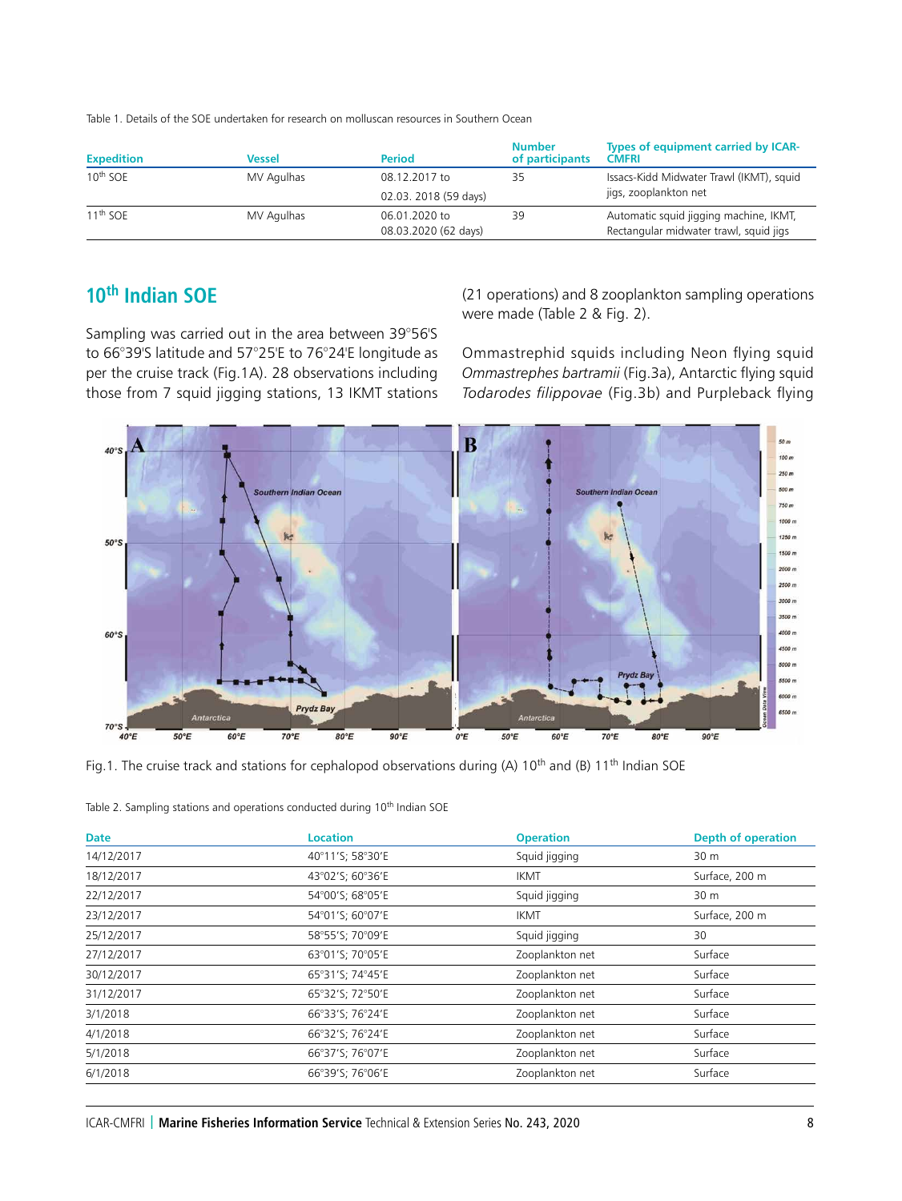Table 1. Details of the SOE undertaken for research on molluscan resources in Southern Ocean

| Expedition | Vessel | Period | Number of participants | Types of equipment carried by ICAR-CMFRI |
|---|---|---|---|---|
| 10th SOE | MV Agulhas | 08.12.2017 to 02.03. 2018 (59 days) | 35 | Issacs-Kidd Midwater Trawl (IKMT), squid jigs, zooplankton net |
| 11th SOE | MV Agulhas | 06.01.2020 to 08.03.2020 (62 days) | 39 | Automatic squid jigging machine, IKMT, Rectangular midwater trawl, squid jigs |

## 10th Indian SOE

Sampling was carried out in the area between 39°56'S to 66°39'S latitude and 57°25'E to 76°24'E longitude as per the cruise track (Fig.1A). 28 observations including those from 7 squid jigging stations, 13 IKMT stations (21 operations) and 8 zooplankton sampling operations were made (Table 2 & Fig. 2).

Ommastrephid squids including Neon flying squid *Ommastrephes bartramii* (Fig.3a), Antarctic flying squid *Todarodes filippovae* (Fig.3b) and Purpleback flying

Fig.1. The cruise track and stations for cephalopod observations during (A) 10th and (B) 11th Indian SOE

Table 2. Sampling stations and operations conducted during 10th Indian SOE

| Date | Location | Operation | Depth of operation |
|---|---|---|---|
| 14/12/2017 | 40°11'S; 58°30'E | Squid jigging | 30 m |
| 18/12/2017 | 43°02'S; 60°36'E | IKMT | Surface, 200 m |
| 22/12/2017 | 54°00'S; 68°05'E | Squid jigging | 30 m |
| 23/12/2017 | 54°01'S; 60°07'E | IKMT | Surface, 200 m |
| 25/12/2017 | 58°55'S; 70°09'E | Squid jigging | 30 |
| 27/12/2017 | 63°01'S; 70°05'E | Zooplankton net | Surface |
| 30/12/2017 | 65°31'S; 74°45'E | Zooplankton net | Surface |
| 31/12/2017 | 65°32'S; 72°50'E | Zooplankton net | Surface |
| 3/1/2018 | 66°33'S; 76°24'E | Zooplankton net | Surface |
| 4/1/2018 | 66°32'S; 76°24'E | Zooplankton net | Surface |
| 5/1/2018 | 66°37'S; 76°07'E | Zooplankton net | Surface |
| 6/1/2018 | 66°39'S; 76°06'E | Zooplankton net | Surface |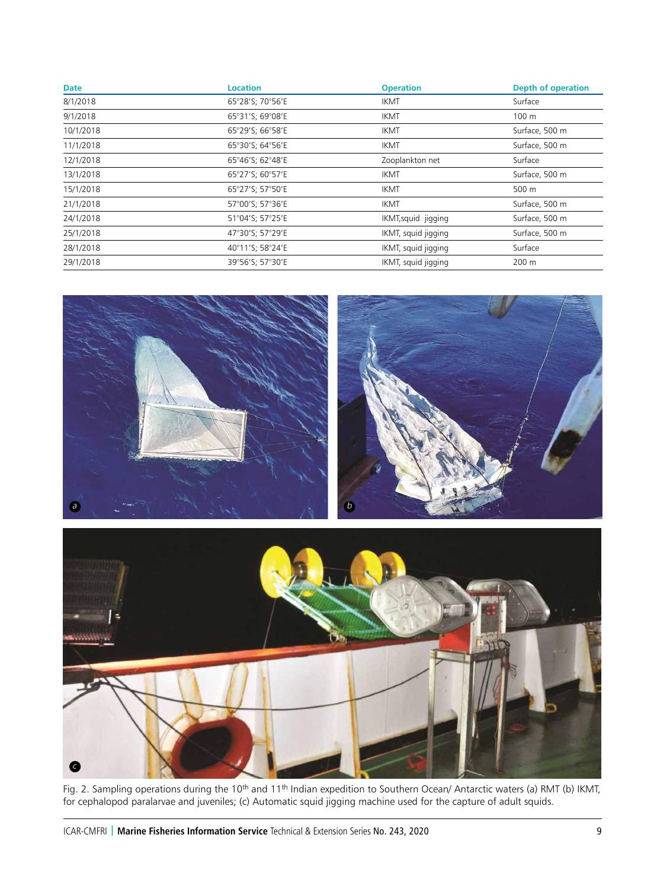| Date | Location | Operation | Depth of operation |
|---|---|---|---|
| 8/1/2018 | 65°28'S; 70°56'E | IKMT | Surface |
| 9/1/2018 | 65°31'S; 69°08'E | IKMT | 100 m |
| 10/1/2018 | 65°29'S; 66°58'E | IKMT | Surface, 500 m |
| 11/1/2018 | 65°30'S; 64°56'E | IKMT | Surface, 500 m |
| 12/1/2018 | 65°46'S; 62°48'E | Zooplankton net | Surface |
| 13/1/2018 | 65°27'S; 60°57'E | IKMT | Surface, 500 m |
| 15/1/2018 | 65°27'S; 57°50'E | IKMT | 500 m |
| 21/1/2018 | 57°00'S; 57°36'E | IKMT | Surface, 500 m |
| 24/1/2018 | 51°04'S; 57°25'E | IKMT,squid jigging | Surface, 500 m |
| 25/1/2018 | 47°30'S; 57°29'E | IKMT, squid jigging | Surface, 500 m |
| 28/1/2018 | 40°11'S; 58°24'E | IKMT, squid jigging | Surface |
| 29/1/2018 | 39°56'S; 57°30'E | IKMT, squid jigging | 200 m |

Fig. 2. Sampling operations during the 10th and 11th Indian expedition to Southern Ocean/ Antarctic waters (a) RMT (b) IKMT, for cephalopod paralarvae and juveniles; (c) Automatic squid jigging machine used for the capture of adult squids.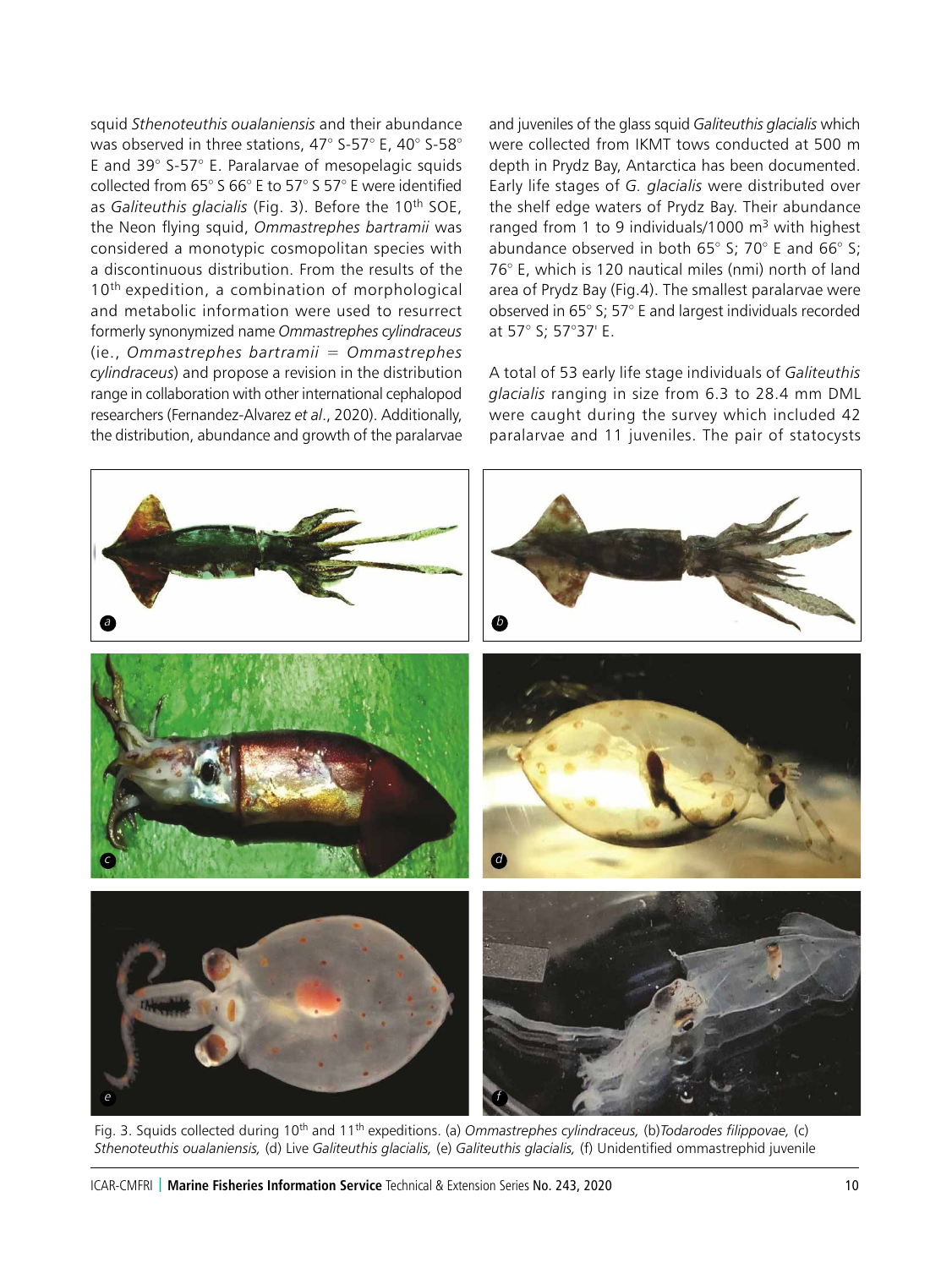squid *Sthenoteuthis oualaniensis* and their abundance was observed in three stations, 47° S-57° E, 40° S-58° E and 39° S-57° E. Paralarvae of mesopelagic squids collected from 65° S 66° E to 57° S 57° E were identified as *Galiteuthis glacialis* (Fig. 3). Before the 10th SOE, the Neon flying squid, *Ommastrephes bartramii* was considered a monotypic cosmopolitan species with a discontinuous distribution. From the results of the 10th expedition, a combination of morphological and metabolic information were used to resurrect formerly synonymized name *Ommastrephes cylindraceus* (ie., *Ommastrephes bartramii* = *Ommastrephes cylindraceus*) and propose a revision in the distribution range in collaboration with other international cephalopod researchers (Fernandez-Alvarez *et al*., 2020). Additionally, the distribution, abundance and growth of the paralarvae and juveniles of the glass squid *Galiteuthis glacialis* which were collected from IKMT tows conducted at 500 m depth in Prydz Bay, Antarctica has been documented. Early life stages of *G. glacialis* were distributed over the shelf edge waters of Prydz Bay. Their abundance ranged from 1 to 9 individuals/1000 $m^3$ with highest abundance observed in both 65° S; 70° E and 66° S; 76° E, which is 120 nautical miles (nmi) north of land area of Prydz Bay (Fig.4). The smallest paralarvae were observed in 65° S; 57° E and largest individuals recorded at 57° S; 57°37' E.

A total of 53 early life stage individuals of *Galiteuthis glacialis* ranging in size from 6.3 to 28.4 mm DML were caught during the survey which included 42 paralarvae and 11 juveniles. The pair of statocysts

Fig. 3. Squids collected during 10th and 11th expeditions. (a) *Ommastrephes cylindraceus,* (b)*Todarodes filippovae,* (c) *Sthenoteuthis oualaniensis,* (d) Live *Galiteuthis glacialis,* (e) *Galiteuthis glacialis,* (f) Unidentified ommastrephid juvenile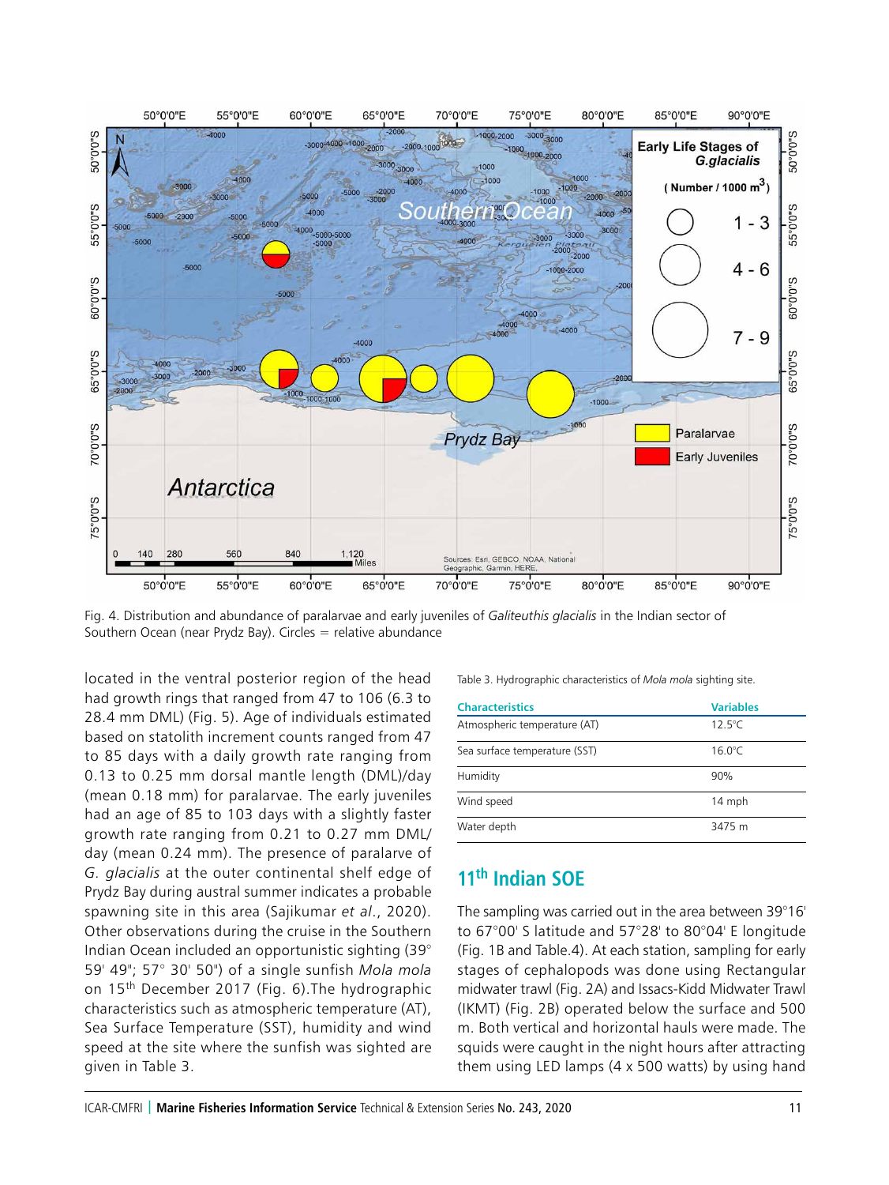Fig. 4. Distribution and abundance of paralarvae and early juveniles of *Galiteuthis glacialis* in the Indian sector of Southern Ocean (near Prydz Bay). Circles = relative abundance

located in the ventral posterior region of the head had growth rings that ranged from 47 to 106 (6.3 to 28.4 mm DML) (Fig. 5). Age of individuals estimated based on statolith increment counts ranged from 47 to 85 days with a daily growth rate ranging from 0.13 to 0.25 mm dorsal mantle length (DML)/day (mean 0.18 mm) for paralarvae. The early juveniles had an age of 85 to 103 days with a slightly faster growth rate ranging from 0.21 to 0.27 mm DML/day (mean 0.24 mm). The presence of paralarve of *G. glacialis* at the outer continental shelf edge of Prydz Bay during austral summer indicates a probable spawning site in this area (Sajikumar *et al*., 2020). Other observations during the cruise in the Southern Indian Ocean included an opportunistic sighting (39° 59' 49"; 57° 30' 50") of a single sunfish *Mola mola* on 15th December 2017 (Fig. 6).The hydrographic characteristics such as atmospheric temperature (AT), Sea Surface Temperature (SST), humidity and wind speed at the site where the sunfish was sighted are given in Table 3.

Table 3. Hydrographic characteristics of *Mola mola* sighting site.

| Characteristics | Variables |
|---|---|
| Atmospheric temperature (AT) | 12.5°C |
| Sea surface temperature (SST) | 16.0°C |
| Humidity | 90% |
| Wind speed | 14 mph |
| Water depth | 3475 m |

## 11th Indian SOE

The sampling was carried out in the area between 39°16' to 67°00' S latitude and 57°28' to 80°04' E longitude (Fig. 1B and Table.4). At each station, sampling for early stages of cephalopods was done using Rectangular midwater trawl (Fig. 2A) and Issacs-Kidd Midwater Trawl (IKMT) (Fig. 2B) operated below the surface and 500 m. Both vertical and horizontal hauls were made. The squids were caught in the night hours after attracting them using LED lamps (4 x 500 watts) by using hand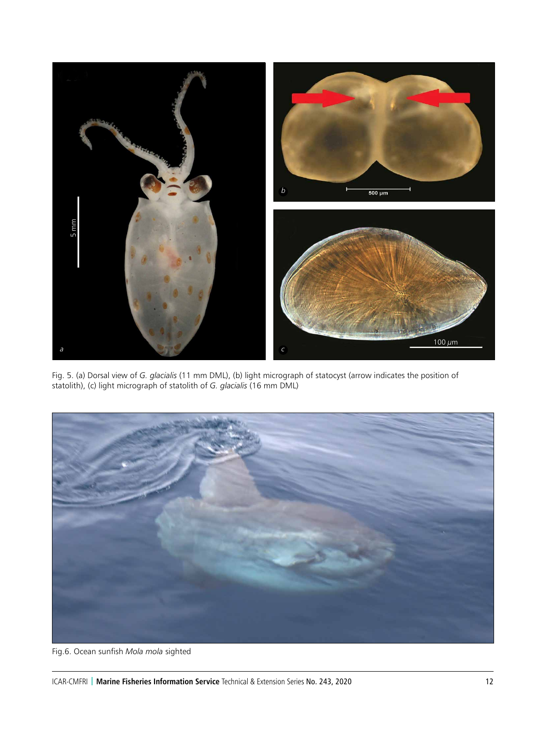Fig. 5. (a) Dorsal view of *G. glacialis* (11 mm DML), (b) light micrograph of statocyst (arrow indicates the position of statolith), (c) light micrograph of statolith of *G. glacialis* (16 mm DML)

Fig.6. Ocean sunfish *Mola mola* sighted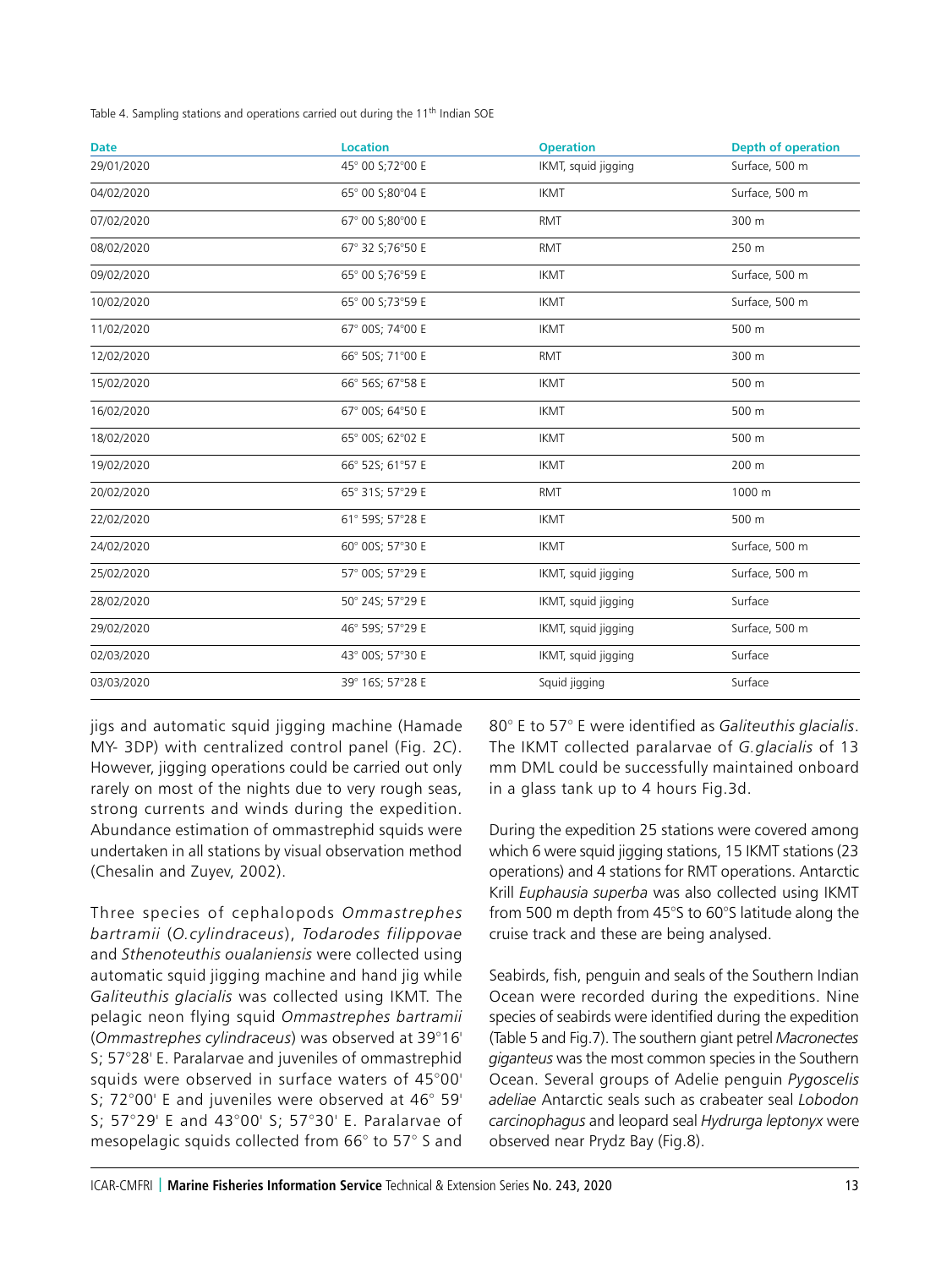Table 4. Sampling stations and operations carried out during the 11th Indian SOE

| Date | Location | Operation | Depth of operation |
|---|---|---|---|
| 29/01/2020 | 45° 00 S;72°00 E | IKMT, squid jigging | Surface, 500 m |
| 04/02/2020 | 65° 00 S;80°04 E | IKMT | Surface, 500 m |
| 07/02/2020 | 67° 00 S;80°00 E | RMT | 300 m |
| 08/02/2020 | 67° 32 S;76°50 E | RMT | 250 m |
| 09/02/2020 | 65° 00 S;76°59 E | IKMT | Surface, 500 m |
| 10/02/2020 | 65° 00 S;73°59 E | IKMT | Surface, 500 m |
| 11/02/2020 | 67° 00S; 74°00 E | IKMT | 500 m |
| 12/02/2020 | 66° 50S; 71°00 E | RMT | 300 m |
| 15/02/2020 | 66° 56S; 67°58 E | IKMT | 500 m |
| 16/02/2020 | 67° 00S; 64°50 E | IKMT | 500 m |
| 18/02/2020 | 65° 00S; 62°02 E | IKMT | 500 m |
| 19/02/2020 | 66° 52S; 61°57 E | IKMT | 200 m |
| 20/02/2020 | 65° 31S; 57°29 E | RMT | 1000 m |
| 22/02/2020 | 61° 59S; 57°28 E | IKMT | 500 m |
| 24/02/2020 | 60° 00S; 57°30 E | IKMT | Surface, 500 m |
| 25/02/2020 | 57° 00S; 57°29 E | IKMT, squid jigging | Surface, 500 m |
| 28/02/2020 | 50° 24S; 57°29 E | IKMT, squid jigging | Surface |
| 29/02/2020 | 46° 59S; 57°29 E | IKMT, squid jigging | Surface, 500 m |
| 02/03/2020 | 43° 00S; 57°30 E | IKMT, squid jigging | Surface |
| 03/03/2020 | 39° 16S; 57°28 E | Squid jigging | Surface |

jigs and automatic squid jigging machine (Hamade MY- 3DP) with centralized control panel (Fig. 2C). However, jigging operations could be carried out only rarely on most of the nights due to very rough seas, strong currents and winds during the expedition. Abundance estimation of ommastrephid squids were undertaken in all stations by visual observation method (Chesalin and Zuyev, 2002).

Three species of cephalopods *Ommastrephes bartramii* (*O.cylindraceus*), *Todarodes filippovae* and *Sthenoteuthis oualaniensis* were collected using automatic squid jigging machine and hand jig while *Galiteuthis glacialis* was collected using IKMT. The pelagic neon flying squid *Ommastrephes bartramii* (*Ommastrephes cylindraceus*) was observed at 39°16' S; 57°28' E. Paralarvae and juveniles of ommastrephid squids were observed in surface waters of 45°00' S; 72°00' E and juveniles were observed at 46° 59' S; 57°29' E and 43°00' S; 57°30' E. Paralarvae of mesopelagic squids collected from 66° to 57° S and 80° E to 57° E were identified as *Galiteuthis glacialis*. The IKMT collected paralarvae of *G.glacialis* of 13 mm DML could be successfully maintained onboard in a glass tank up to 4 hours Fig.3d.

During the expedition 25 stations were covered among which 6 were squid jigging stations, 15 IKMT stations (23 operations) and 4 stations for RMT operations. Antarctic Krill *Euphausia superba* was also collected using IKMT from 500 m depth from 45°S to 60°S latitude along the cruise track and these are being analysed.

Seabirds, fish, penguin and seals of the Southern Indian Ocean were recorded during the expeditions. Nine species of seabirds were identified during the expedition (Table 5 and Fig.7). The southern giant petrel *Macronectes giganteus* was the most common species in the Southern Ocean. Several groups of Adelie penguin *Pygoscelis adeliae* Antarctic seals such as crabeater seal *Lobodon carcinophagus* and leopard seal *Hydrurga leptonyx* were observed near Prydz Bay (Fig.8).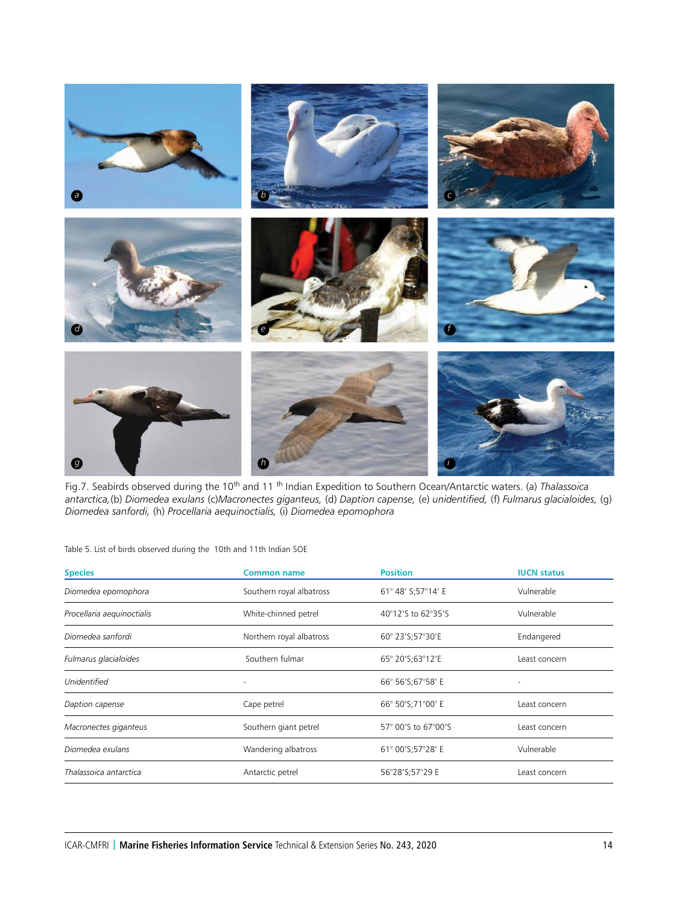Fig.7. Seabirds observed during the 10th and 11 th Indian Expedition to Southern Ocean/Antarctic waters. (a) *Thalassoica antarctica*, (b) *Diomedea exulans* (c)*Macronectes giganteus*, (d) *Daption capense*, (e) *unidentified*, (f) *Fulmarus glacialoides*, (g) *Diomedea sanfordi*, (h) *Procellaria aequinoctialis*, (i) *Diomedea epomophora*

Table 5. List of birds observed during the 10th and 11th Indian SOE

| Species | Common name | Position | IUCN status |
|---|---|---|---|
| *Diomedea epomophora* | Southern royal albatross | 61° 48′ S;57°14′ E | Vulnerable |
| *Procellaria aequinoctialis* | White-chinned petrel | 40°12′S to 62°35′S | Vulnerable |
| *Diomedea sanfordi* | Northern royal albatross | 60° 23′S;57°30′E | Endangered |
| *Fulmarus glacialoides* | Southern fulmar | 65° 20′S;63°12′E | Least concern |
| *Unidentified* | - | 66° 56′S;67°58′ E | - |
| *Daption capense* | Cape petrel | 66° 50′S;71°00′ E | Least concern |
| *Macronectes giganteus* | Southern giant petrel | 57° 00′S to 67°00′S | Least concern |
| *Diomedea exulans* | Wandering albatross | 61° 00′S;57°28′ E | Vulnerable |
| *Thalassoica antarctica* | Antarctic petrel | 56°28′S;57°29 E | Least concern |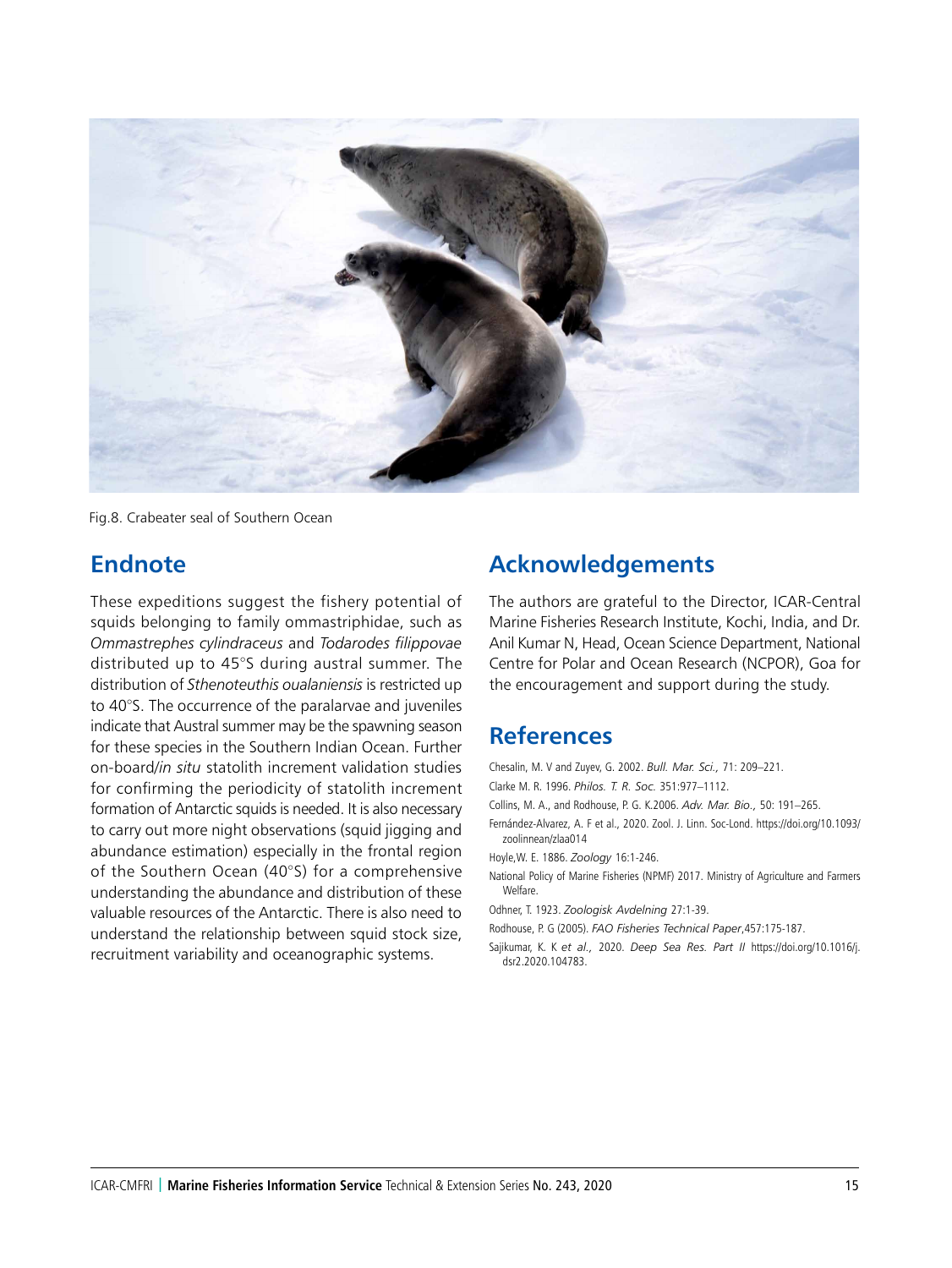Fig.8. Crabeater seal of Southern Ocean

## Endnote

These expeditions suggest the fishery potential of squids belonging to family ommastriphidae, such as *Ommastrephes cylindraceus* and *Todarodes filippovae* distributed up to 45°S during austral summer. The distribution of *Sthenoteuthis oualaniensis* is restricted up to 40°S. The occurrence of the paralarvae and juveniles indicate that Austral summer may be the spawning season for these species in the Southern Indian Ocean. Further on-board/*in situ* statolith increment validation studies for confirming the periodicity of statolith increment formation of Antarctic squids is needed. It is also necessary to carry out more night observations (squid jigging and abundance estimation) especially in the frontal region of the Southern Ocean (40°S) for a comprehensive understanding the abundance and distribution of these valuable resources of the Antarctic. There is also need to understand the relationship between squid stock size, recruitment variability and oceanographic systems.

## Acknowledgements

The authors are grateful to the Director, ICAR-Central Marine Fisheries Research Institute, Kochi, India, and Dr. Anil Kumar N, Head, Ocean Science Department, National Centre for Polar and Ocean Research (NCPOR), Goa for the encouragement and support during the study.

## References

Chesalin, M. V and Zuyev, G. 2002. *Bull. Mar. Sci.,* 71: 209–221.

Clarke M. R. 1996. *Philos. T. R. Soc.* 351:977–1112.

Collins, M. A., and Rodhouse, P. G. K.2006. *Adv. Mar. Bio.,* 50: 191–265.

Fernández-Alvarez, A. F et al., 2020. Zool. J. Linn. Soc-Lond. https://doi.org/10.1093/zoolinnean/zlaa014

Hoyle,W. E. 1886. *Zoology* 16:1-246.

National Policy of Marine Fisheries (NPMF) 2017. Ministry of Agriculture and Farmers Welfare.

Odhner, T. 1923. *Zoologisk Avdelning* 27:1-39.

Rodhouse, P. G (2005). *FAO Fisheries Technical Paper*,457:175-187.

Sajikumar, K. K *et al.,* 2020. *Deep Sea Res. Part II* https://doi.org/10.1016/j.dsr2.2020.104783.